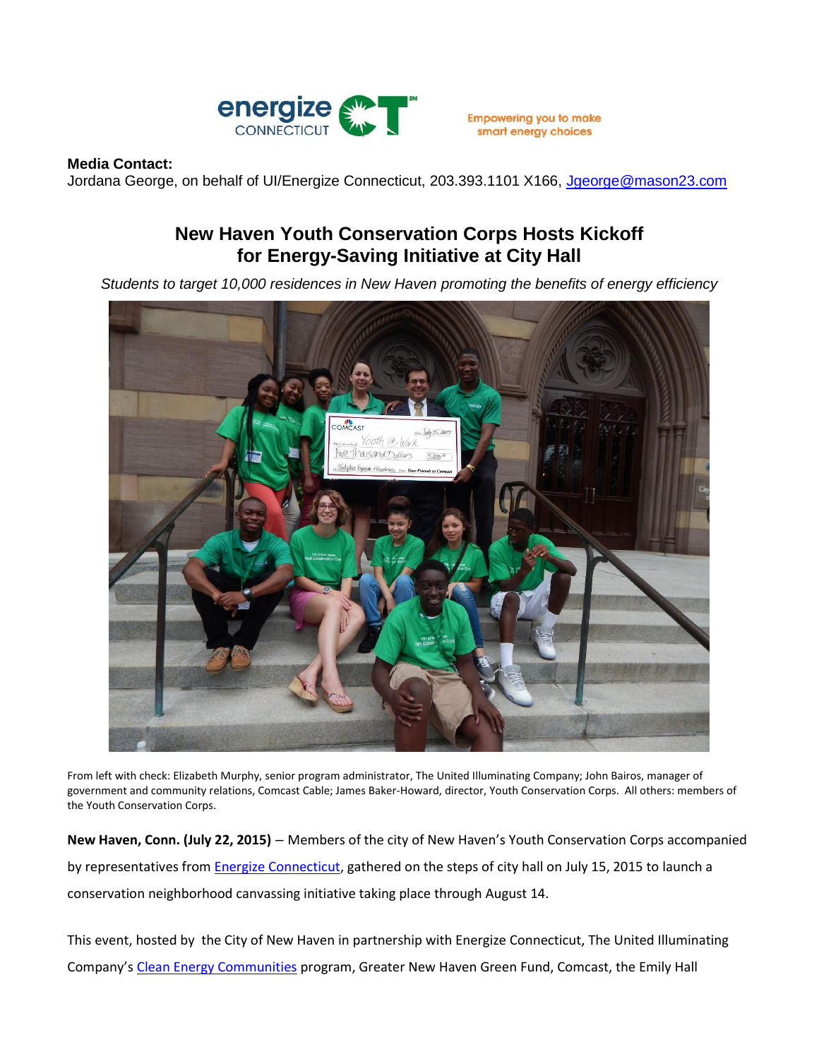**Media Contact:**
Jordana George, on behalf of UI/Energize Connecticut, 203.393.1101 X166, Jgeorge@mason23.com

# New Haven Youth Conservation Corps Hosts Kickoff for Energy-Saving Initiative at City Hall

*Students to target 10,000 residences in New Haven promoting the benefits of energy efficiency*

From left with check: Elizabeth Murphy, senior program administrator, The United Illuminating Company; John Bairos, manager of government and community relations, Comcast Cable; James Baker-Howard, director, Youth Conservation Corps. All others: members of the Youth Conservation Corps.

**New Haven, Conn. (July 22, 2015)** – Members of the city of New Haven's Youth Conservation Corps accompanied by representatives from Energize Connecticut, gathered on the steps of city hall on July 15, 2015 to launch a conservation neighborhood canvassing initiative taking place through August 14.

This event, hosted by the City of New Haven in partnership with Energize Connecticut, The United Illuminating Company's Clean Energy Communities program, Greater New Haven Green Fund, Comcast, the Emily Hall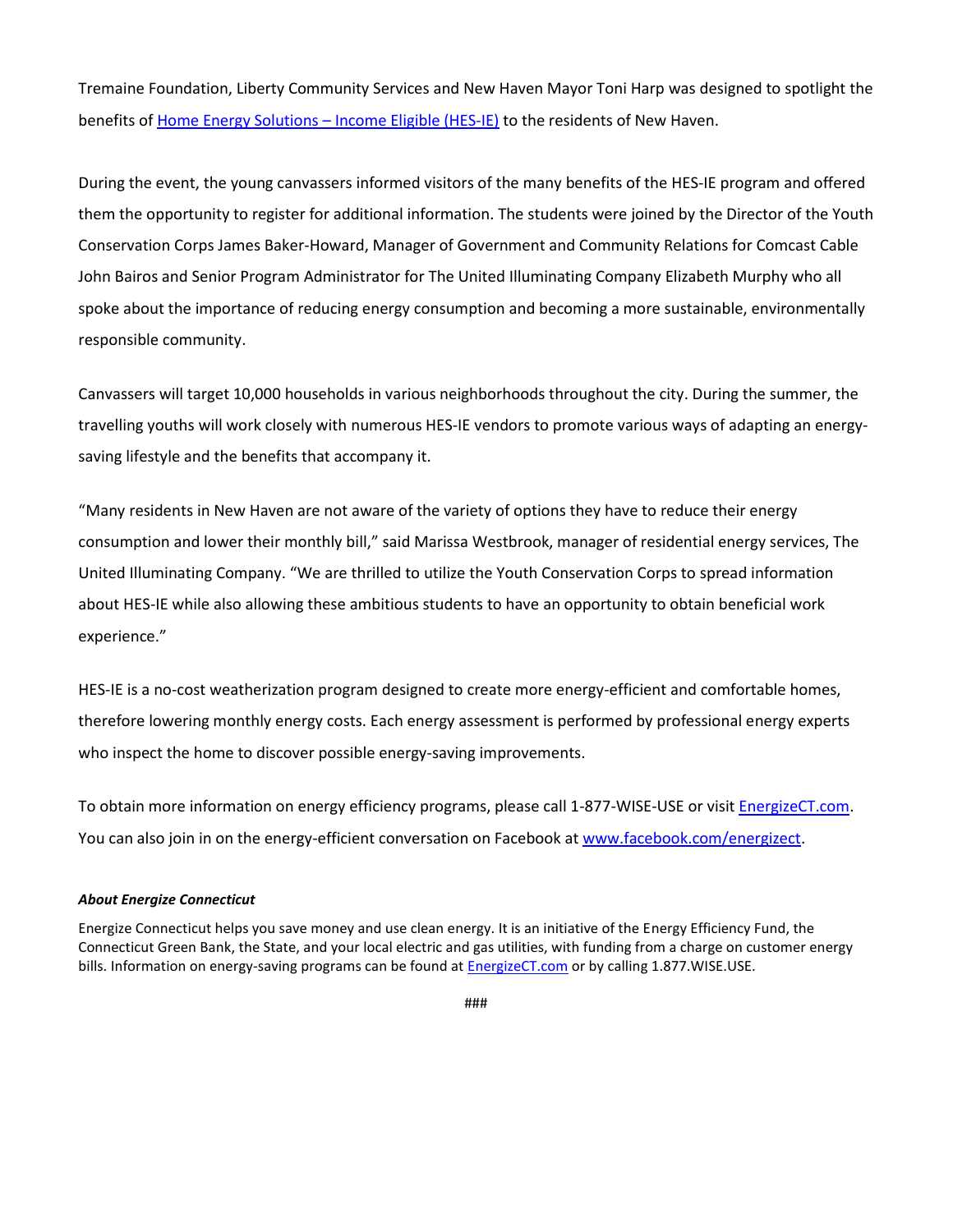Tremaine Foundation, Liberty Community Services and New Haven Mayor Toni Harp was designed to spotlight the benefits of [Home Energy Solutions – Income Eligible (HES-IE)](#) to the residents of New Haven.

During the event, the young canvassers informed visitors of the many benefits of the HES-IE program and offered them the opportunity to register for additional information. The students were joined by the Director of the Youth Conservation Corps James Baker-Howard, Manager of Government and Community Relations for Comcast Cable John Bairos and Senior Program Administrator for The United Illuminating Company Elizabeth Murphy who all spoke about the importance of reducing energy consumption and becoming a more sustainable, environmentally responsible community.

Canvassers will target 10,000 households in various neighborhoods throughout the city. During the summer, the travelling youths will work closely with numerous HES-IE vendors to promote various ways of adapting an energy-saving lifestyle and the benefits that accompany it.

"Many residents in New Haven are not aware of the variety of options they have to reduce their energy consumption and lower their monthly bill," said Marissa Westbrook, manager of residential energy services, The United Illuminating Company. "We are thrilled to utilize the Youth Conservation Corps to spread information about HES-IE while also allowing these ambitious students to have an opportunity to obtain beneficial work experience."

HES-IE is a no-cost weatherization program designed to create more energy-efficient and comfortable homes, therefore lowering monthly energy costs. Each energy assessment is performed by professional energy experts who inspect the home to discover possible energy-saving improvements.

To obtain more information on energy efficiency programs, please call 1-877-WISE-USE or visit [EnergizeCT.com](#). You can also join in on the energy-efficient conversation on Facebook at [www.facebook.com/energizect](#).

***About Energize Connecticut***

Energize Connecticut helps you save money and use clean energy. It is an initiative of the Energy Efficiency Fund, the Connecticut Green Bank, the State, and your local electric and gas utilities, with funding from a charge on customer energy bills. Information on energy-saving programs can be found at [EnergizeCT.com](#) or by calling 1.877.WISE.USE.

###